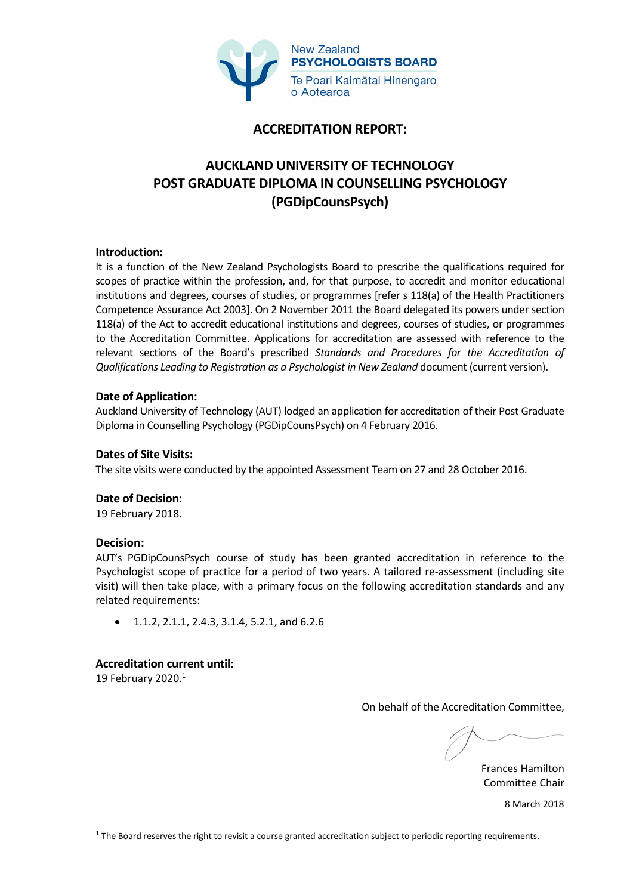New Zealand
**PSYCHOLOGISTS BOARD**
Te Poari Kaimātai Hinengaro o Aotearoa

# ACCREDITATION REPORT:

## AUCKLAND UNIVERSITY OF TECHNOLOGY POST GRADUATE DIPLOMA IN COUNSELLING PSYCHOLOGY (PGDipCounsPsych)

**Introduction:**
It is a function of the New Zealand Psychologists Board to prescribe the qualifications required for scopes of practice within the profession, and, for that purpose, to accredit and monitor educational institutions and degrees, courses of studies, or programmes [refer s 118(a) of the Health Practitioners Competence Assurance Act 2003]. On 2 November 2011 the Board delegated its powers under section 118(a) of the Act to accredit educational institutions and degrees, courses of studies, or programmes to the Accreditation Committee. Applications for accreditation are assessed with reference to the relevant sections of the Board's prescribed *Standards and Procedures for the Accreditation of Qualifications Leading to Registration as a Psychologist in New Zealand* document (current version).

**Date of Application:**
Auckland University of Technology (AUT) lodged an application for accreditation of their Post Graduate Diploma in Counselling Psychology (PGDipCounsPsych) on 4 February 2016.

**Dates of Site Visits:**
The site visits were conducted by the appointed Assessment Team on 27 and 28 October 2016.

**Date of Decision:**
19 February 2018.

**Decision:**
AUT's PGDipCounsPsych course of study has been granted accreditation in reference to the Psychologist scope of practice for a period of two years. A tailored re-assessment (including site visit) will then take place, with a primary focus on the following accreditation standards and any related requirements:

- 1.1.2, 2.1.1, 2.4.3, 3.1.4, 5.2.1, and 6.2.6

**Accreditation current until:**
19 February 2020.[1]

On behalf of the Accreditation Committee,

Frances Hamilton
Committee Chair

8 March 2018

[1] The Board reserves the right to revisit a course granted accreditation subject to periodic reporting requirements.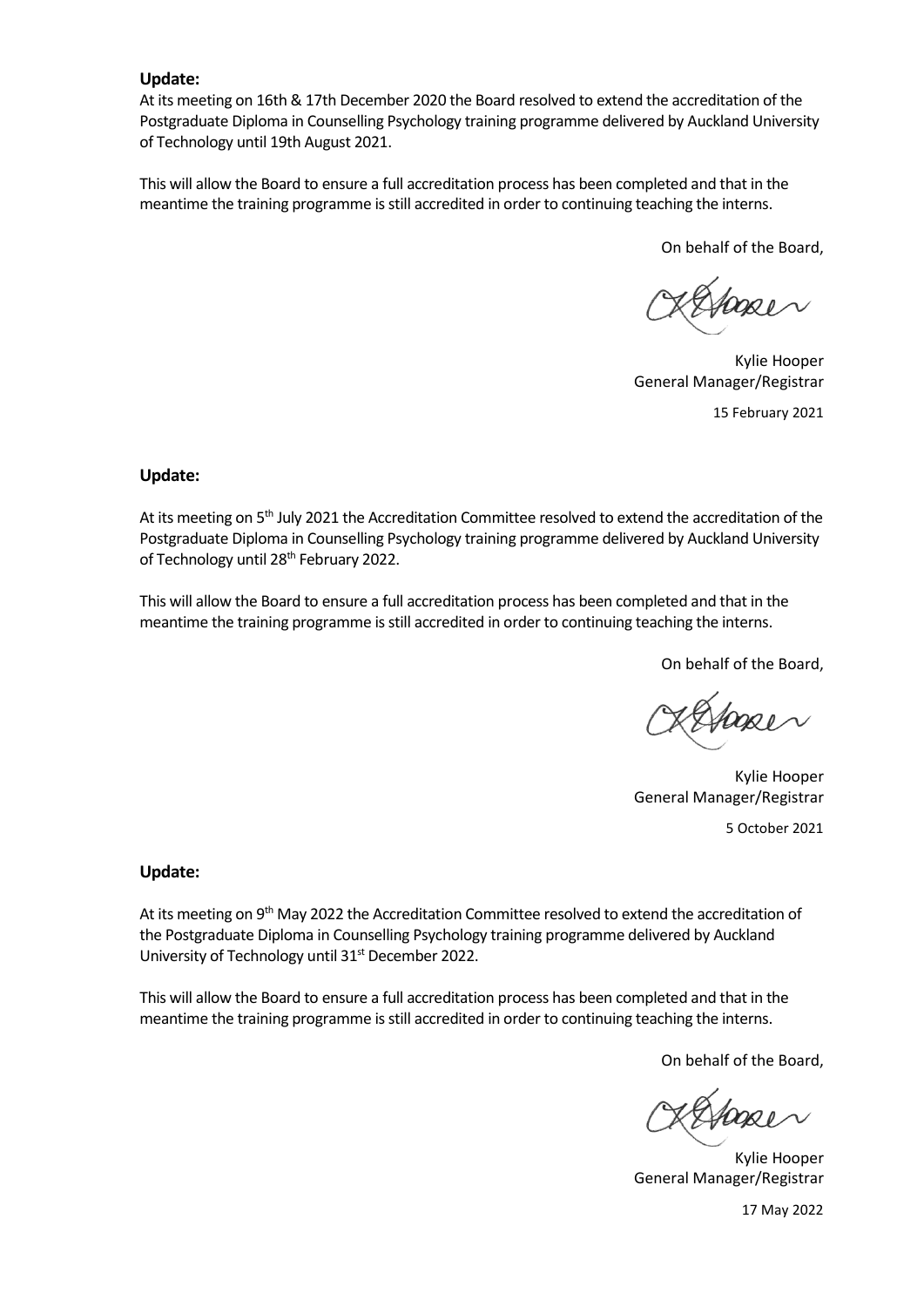**Update:**

At its meeting on 16th & 17th December 2020 the Board resolved to extend the accreditation of the Postgraduate Diploma in Counselling Psychology training programme delivered by Auckland University of Technology until 19th August 2021.

This will allow the Board to ensure a full accreditation process has been completed and that in the meantime the training programme is still accredited in order to continuing teaching the interns.

On behalf of the Board,

Kylie Hooper
General Manager/Registrar

15 February 2021

**Update:**

At its meeting on 5th July 2021 the Accreditation Committee resolved to extend the accreditation of the Postgraduate Diploma in Counselling Psychology training programme delivered by Auckland University of Technology until 28th February 2022.

This will allow the Board to ensure a full accreditation process has been completed and that in the meantime the training programme is still accredited in order to continuing teaching the interns.

On behalf of the Board,

Kylie Hooper
General Manager/Registrar

5 October 2021

**Update:**

At its meeting on 9th May 2022 the Accreditation Committee resolved to extend the accreditation of the Postgraduate Diploma in Counselling Psychology training programme delivered by Auckland University of Technology until 31st December 2022.

This will allow the Board to ensure a full accreditation process has been completed and that in the meantime the training programme is still accredited in order to continuing teaching the interns.

On behalf of the Board,

Kylie Hooper
General Manager/Registrar

17 May 2022